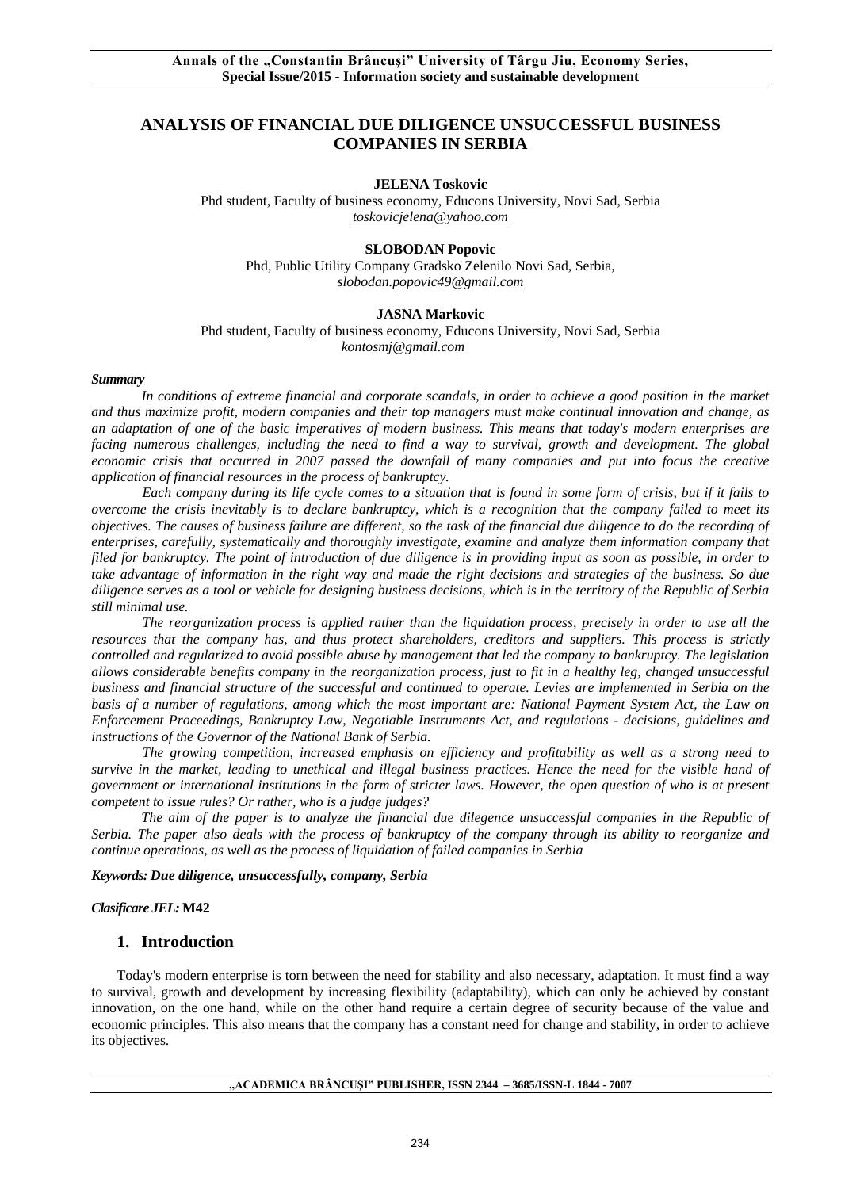# ANALYSIS OF FINANCIAL DUE DILIGENCE UNSUCCESSFUL BUSINESS COMPANIES IN SERBIA

**JELENA Toskovic**
Phd student, Faculty of business economy, Educons University, Novi Sad, Serbia
*toskovicjelena@yahoo.com*

**SLOBODAN Popovic**
Phd, Public Utility Company Gradsko Zelenilo Novi Sad, Serbia,
*slobodan.popovic49@gmail.com*

**JASNA Markovic**
Phd student, Faculty of business economy, Educons University, Novi Sad, Serbia
*kontosmj@gmail.com*

***Summary***

*In conditions of extreme financial and corporate scandals, in order to achieve a good position in the market and thus maximize profit, modern companies and their top managers must make continual innovation and change, as an adaptation of one of the basic imperatives of modern business. This means that today's modern enterprises are facing numerous challenges, including the need to find a way to survival, growth and development. The global economic crisis that occurred in 2007 passed the downfall of many companies and put into focus the creative application of financial resources in the process of bankruptcy.*

*Each company during its life cycle comes to a situation that is found in some form of crisis, but if it fails to overcome the crisis inevitably is to declare bankruptcy, which is a recognition that the company failed to meet its objectives. The causes of business failure are different, so the task of the financial due diligence to do the recording of enterprises, carefully, systematically and thoroughly investigate, examine and analyze them information company that filed for bankruptcy. The point of introduction of due diligence is in providing input as soon as possible, in order to take advantage of information in the right way and made the right decisions and strategies of the business. So due diligence serves as a tool or vehicle for designing business decisions, which is in the territory of the Republic of Serbia still minimal use.*

*The reorganization process is applied rather than the liquidation process, precisely in order to use all the resources that the company has, and thus protect shareholders, creditors and suppliers. This process is strictly controlled and regularized to avoid possible abuse by management that led the company to bankruptcy. The legislation allows considerable benefits company in the reorganization process, just to fit in a healthy leg, changed unsuccessful business and financial structure of the successful and continued to operate. Levies are implemented in Serbia on the basis of a number of regulations, among which the most important are: National Payment System Act, the Law on Enforcement Proceedings, Bankruptcy Law, Negotiable Instruments Act, and regulations - decisions, guidelines and instructions of the Governor of the National Bank of Serbia.*

*The growing competition, increased emphasis on efficiency and profitability as well as a strong need to survive in the market, leading to unethical and illegal business practices. Hence the need for the visible hand of government or international institutions in the form of stricter laws. However, the open question of who is at present competent to issue rules? Or rather, who is a judge judges?*

*The aim of the paper is to analyze the financial due dilegence unsuccessful companies in the Republic of Serbia. The paper also deals with the process of bankruptcy of the company through its ability to reorganize and continue operations, as well as the process of liquidation of failed companies in Serbia*

***Keywords: Due diligence, unsuccessfully, company, Serbia***

***Clasificare JEL:*** **M42**

## 1. Introduction

Today's modern enterprise is torn between the need for stability and also necessary, adaptation. It must find a way to survival, growth and development by increasing flexibility (adaptability), which can only be achieved by constant innovation, on the one hand, while on the other hand require a certain degree of security because of the value and economic principles. This also means that the company has a constant need for change and stability, in order to achieve its objectives.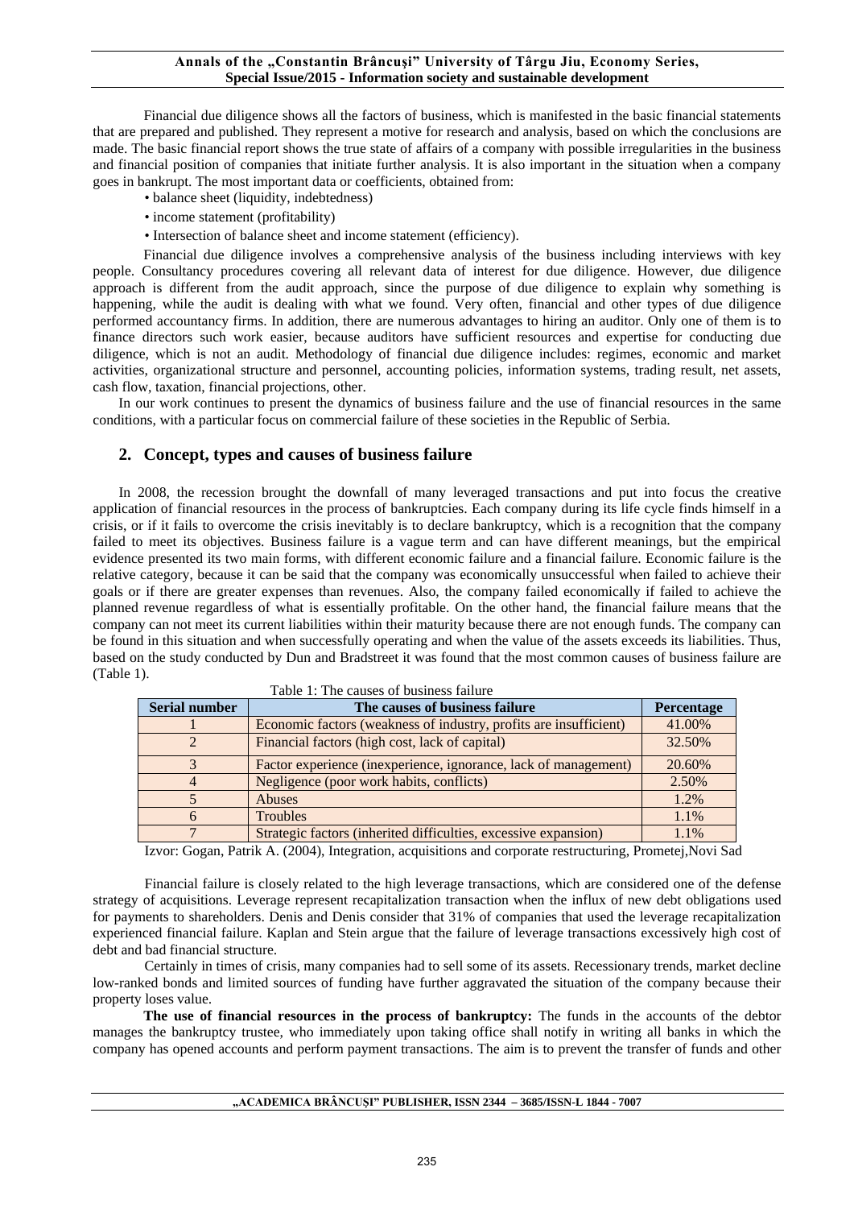Financial due diligence shows all the factors of business, which is manifested in the basic financial statements that are prepared and published. They represent a motive for research and analysis, based on which the conclusions are made. The basic financial report shows the true state of affairs of a company with possible irregularities in the business and financial position of companies that initiate further analysis. It is also important in the situation when a company goes in bankrupt. The most important data or coefficients, obtained from:

- balance sheet (liquidity, indebtedness)
- income statement (profitability)
- Intersection of balance sheet and income statement (efficiency).

Financial due diligence involves a comprehensive analysis of the business including interviews with key people. Consultancy procedures covering all relevant data of interest for due diligence. However, due diligence approach is different from the audit approach, since the purpose of due diligence to explain why something is happening, while the audit is dealing with what we found. Very often, financial and other types of due diligence performed accountancy firms. In addition, there are numerous advantages to hiring an auditor. Only one of them is to finance directors such work easier, because auditors have sufficient resources and expertise for conducting due diligence, which is not an audit. Methodology of financial due diligence includes: regimes, economic and market activities, organizational structure and personnel, accounting policies, information systems, trading result, net assets, cash flow, taxation, financial projections, other.

In our work continues to present the dynamics of business failure and the use of financial resources in the same conditions, with a particular focus on commercial failure of these societies in the Republic of Serbia.

## 2. Concept, types and causes of business failure

In 2008, the recession brought the downfall of many leveraged transactions and put into focus the creative application of financial resources in the process of bankruptcies. Each company during its life cycle finds himself in a crisis, or if it fails to overcome the crisis inevitably is to declare bankruptcy, which is a recognition that the company failed to meet its objectives. Business failure is a vague term and can have different meanings, but the empirical evidence presented its two main forms, with different economic failure and a financial failure. Economic failure is the relative category, because it can be said that the company was economically unsuccessful when failed to achieve their goals or if there are greater expenses than revenues. Also, the company failed economically if failed to achieve the planned revenue regardless of what is essentially profitable. On the other hand, the financial failure means that the company can not meet its current liabilities within their maturity because there are not enough funds. The company can be found in this situation and when successfully operating and when the value of the assets exceeds its liabilities. Thus, based on the study conducted by Dun and Bradstreet it was found that the most common causes of business failure are (Table 1).

Table 1: The causes of business failure

| Serial number | The causes of business failure | Percentage |
|---|---|---|
| 1 | Economic factors (weakness of industry, profits are insufficient) | 41.00% |
| 2 | Financial factors (high cost, lack of capital) | 32.50% |
| 3 | Factor experience (inexperience, ignorance, lack of management) | 20.60% |
| 4 | Negligence (poor work habits, conflicts) | 2.50% |
| 5 | Abuses | 1.2% |
| 6 | Troubles | 1.1% |
| 7 | Strategic factors (inherited difficulties, excessive expansion) | 1.1% |

Izvor: Gogan, Patrik A. (2004), Integration, acquisitions and corporate restructuring, Prometej,Novi Sad

Financial failure is closely related to the high leverage transactions, which are considered one of the defense strategy of acquisitions. Leverage represent recapitalization transaction when the influx of new debt obligations used for payments to shareholders. Denis and Denis consider that 31% of companies that used the leverage recapitalization experienced financial failure. Kaplan and Stein argue that the failure of leverage transactions excessively high cost of debt and bad financial structure.

Certainly in times of crisis, many companies had to sell some of its assets. Recessionary trends, market decline low-ranked bonds and limited sources of funding have further aggravated the situation of the company because their property loses value.

**The use of financial resources in the process of bankruptcy:** The funds in the accounts of the debtor manages the bankruptcy trustee, who immediately upon taking office shall notify in writing all banks in which the company has opened accounts and perform payment transactions. The aim is to prevent the transfer of funds and other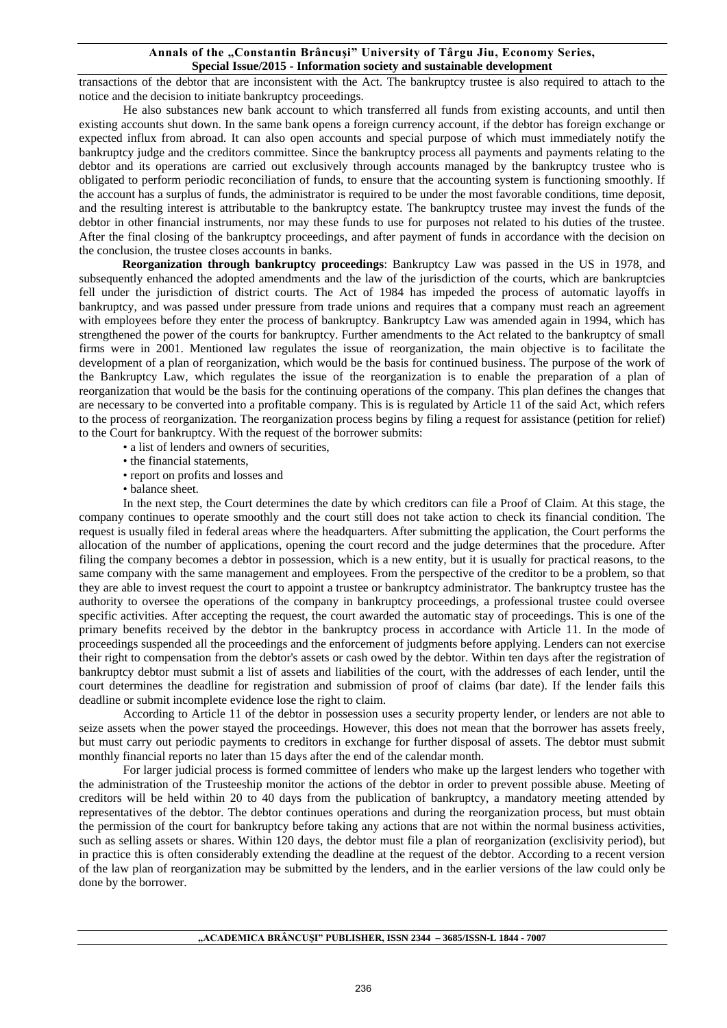transactions of the debtor that are inconsistent with the Act. The bankruptcy trustee is also required to attach to the notice and the decision to initiate bankruptcy proceedings.

He also substances new bank account to which transferred all funds from existing accounts, and until then existing accounts shut down. In the same bank opens a foreign currency account, if the debtor has foreign exchange or expected influx from abroad. It can also open accounts and special purpose of which must immediately notify the bankruptcy judge and the creditors committee. Since the bankruptcy process all payments and payments relating to the debtor and its operations are carried out exclusively through accounts managed by the bankruptcy trustee who is obligated to perform periodic reconciliation of funds, to ensure that the accounting system is functioning smoothly. If the account has a surplus of funds, the administrator is required to be under the most favorable conditions, time deposit, and the resulting interest is attributable to the bankruptcy estate. The bankruptcy trustee may invest the funds of the debtor in other financial instruments, nor may these funds to use for purposes not related to his duties of the trustee. After the final closing of the bankruptcy proceedings, and after payment of funds in accordance with the decision on the conclusion, the trustee closes accounts in banks.

**Reorganization through bankruptcy proceedings**: Bankruptcy Law was passed in the US in 1978, and subsequently enhanced the adopted amendments and the law of the jurisdiction of the courts, which are bankruptcies fell under the jurisdiction of district courts. The Act of 1984 has impeded the process of automatic layoffs in bankruptcy, and was passed under pressure from trade unions and requires that a company must reach an agreement with employees before they enter the process of bankruptcy. Bankruptcy Law was amended again in 1994, which has strengthened the power of the courts for bankruptcy. Further amendments to the Act related to the bankruptcy of small firms were in 2001. Mentioned law regulates the issue of reorganization, the main objective is to facilitate the development of a plan of reorganization, which would be the basis for continued business. The purpose of the work of the Bankruptcy Law, which regulates the issue of the reorganization is to enable the preparation of a plan of reorganization that would be the basis for the continuing operations of the company. This plan defines the changes that are necessary to be converted into a profitable company. This is is regulated by Article 11 of the said Act, which refers to the process of reorganization. The reorganization process begins by filing a request for assistance (petition for relief) to the Court for bankruptcy. With the request of the borrower submits:

- a list of lenders and owners of securities,
- the financial statements,
- report on profits and losses and
- balance sheet.

In the next step, the Court determines the date by which creditors can file a Proof of Claim. At this stage, the company continues to operate smoothly and the court still does not take action to check its financial condition. The request is usually filed in federal areas where the headquarters. After submitting the application, the Court performs the allocation of the number of applications, opening the court record and the judge determines that the procedure. After filing the company becomes a debtor in possession, which is a new entity, but it is usually for practical reasons, to the same company with the same management and employees. From the perspective of the creditor to be a problem, so that they are able to invest request the court to appoint a trustee or bankruptcy administrator. The bankruptcy trustee has the authority to oversee the operations of the company in bankruptcy proceedings, a professional trustee could oversee specific activities. After accepting the request, the court awarded the automatic stay of proceedings. This is one of the primary benefits received by the debtor in the bankruptcy process in accordance with Article 11. In the mode of proceedings suspended all the proceedings and the enforcement of judgments before applying. Lenders can not exercise their right to compensation from the debtor's assets or cash owed by the debtor. Within ten days after the registration of bankruptcy debtor must submit a list of assets and liabilities of the court, with the addresses of each lender, until the court determines the deadline for registration and submission of proof of claims (bar date). If the lender fails this deadline or submit incomplete evidence lose the right to claim.

According to Article 11 of the debtor in possession uses a security property lender, or lenders are not able to seize assets when the power stayed the proceedings. However, this does not mean that the borrower has assets freely, but must carry out periodic payments to creditors in exchange for further disposal of assets. The debtor must submit monthly financial reports no later than 15 days after the end of the calendar month.

For larger judicial process is formed committee of lenders who make up the largest lenders who together with the administration of the Trusteeship monitor the actions of the debtor in order to prevent possible abuse. Meeting of creditors will be held within 20 to 40 days from the publication of bankruptcy, a mandatory meeting attended by representatives of the debtor. The debtor continues operations and during the reorganization process, but must obtain the permission of the court for bankruptcy before taking any actions that are not within the normal business activities, such as selling assets or shares. Within 120 days, the debtor must file a plan of reorganization (exclisivity period), but in practice this is often considerably extending the deadline at the request of the debtor. According to a recent version of the law plan of reorganization may be submitted by the lenders, and in the earlier versions of the law could only be done by the borrower.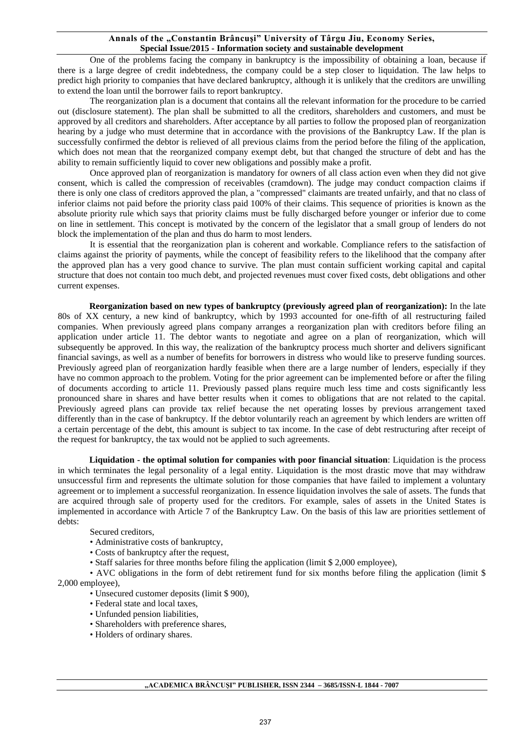One of the problems facing the company in bankruptcy is the impossibility of obtaining a loan, because if there is a large degree of credit indebtedness, the company could be a step closer to liquidation. The law helps to predict high priority to companies that have declared bankruptcy, although it is unlikely that the creditors are unwilling to extend the loan until the borrower fails to report bankruptcy.

The reorganization plan is a document that contains all the relevant information for the procedure to be carried out (disclosure statement). The plan shall be submitted to all the creditors, shareholders and customers, and must be approved by all creditors and shareholders. After acceptance by all parties to follow the proposed plan of reorganization hearing by a judge who must determine that in accordance with the provisions of the Bankruptcy Law. If the plan is successfully confirmed the debtor is relieved of all previous claims from the period before the filing of the application, which does not mean that the reorganized company exempt debt, but that changed the structure of debt and has the ability to remain sufficiently liquid to cover new obligations and possibly make a profit.

Once approved plan of reorganization is mandatory for owners of all class action even when they did not give consent, which is called the compression of receivables (cramdown). The judge may conduct compaction claims if there is only one class of creditors approved the plan, a "compressed" claimants are treated unfairly, and that no class of inferior claims not paid before the priority class paid 100% of their claims. This sequence of priorities is known as the absolute priority rule which says that priority claims must be fully discharged before younger or inferior due to come on line in settlement. This concept is motivated by the concern of the legislator that a small group of lenders do not block the implementation of the plan and thus do harm to most lenders.

It is essential that the reorganization plan is coherent and workable. Compliance refers to the satisfaction of claims against the priority of payments, while the concept of feasibility refers to the likelihood that the company after the approved plan has a very good chance to survive. The plan must contain sufficient working capital and capital structure that does not contain too much debt, and projected revenues must cover fixed costs, debt obligations and other current expenses.

**Reorganization based on new types of bankruptcy (previously agreed plan of reorganization):** In the late 80s of XX century, a new kind of bankruptcy, which by 1993 accounted for one-fifth of all restructuring failed companies. When previously agreed plans company arranges a reorganization plan with creditors before filing an application under article 11. The debtor wants to negotiate and agree on a plan of reorganization, which will subsequently be approved. In this way, the realization of the bankruptcy process much shorter and delivers significant financial savings, as well as a number of benefits for borrowers in distress who would like to preserve funding sources. Previously agreed plan of reorganization hardly feasible when there are a large number of lenders, especially if they have no common approach to the problem. Voting for the prior agreement can be implemented before or after the filing of documents according to article 11. Previously passed plans require much less time and costs significantly less pronounced share in shares and have better results when it comes to obligations that are not related to the capital. Previously agreed plans can provide tax relief because the net operating losses by previous arrangement taxed differently than in the case of bankruptcy. If the debtor voluntarily reach an agreement by which lenders are written off a certain percentage of the debt, this amount is subject to tax income. In the case of debt restructuring after receipt of the request for bankruptcy, the tax would not be applied to such agreements.

**Liquidation - the optimal solution for companies with poor financial situation**: Liquidation is the process in which terminates the legal personality of a legal entity. Liquidation is the most drastic move that may withdraw unsuccessful firm and represents the ultimate solution for those companies that have failed to implement a voluntary agreement or to implement a successful reorganization. In essence liquidation involves the sale of assets. The funds that are acquired through sale of property used for the creditors. For example, sales of assets in the United States is implemented in accordance with Article 7 of the Bankruptcy Law. On the basis of this law are priorities settlement of debts:

Secured creditors,

- Administrative costs of bankruptcy,
- Costs of bankruptcy after the request,
- Staff salaries for three months before filing the application (limit $ 2,000 employee),
- AVC obligations in the form of debt retirement fund for six months before filing the application (limit $ 2,000 employee),
- Unsecured customer deposits (limit $ 900),
- Federal state and local taxes,
- Unfunded pension liabilities,
- Shareholders with preference shares,
- Holders of ordinary shares.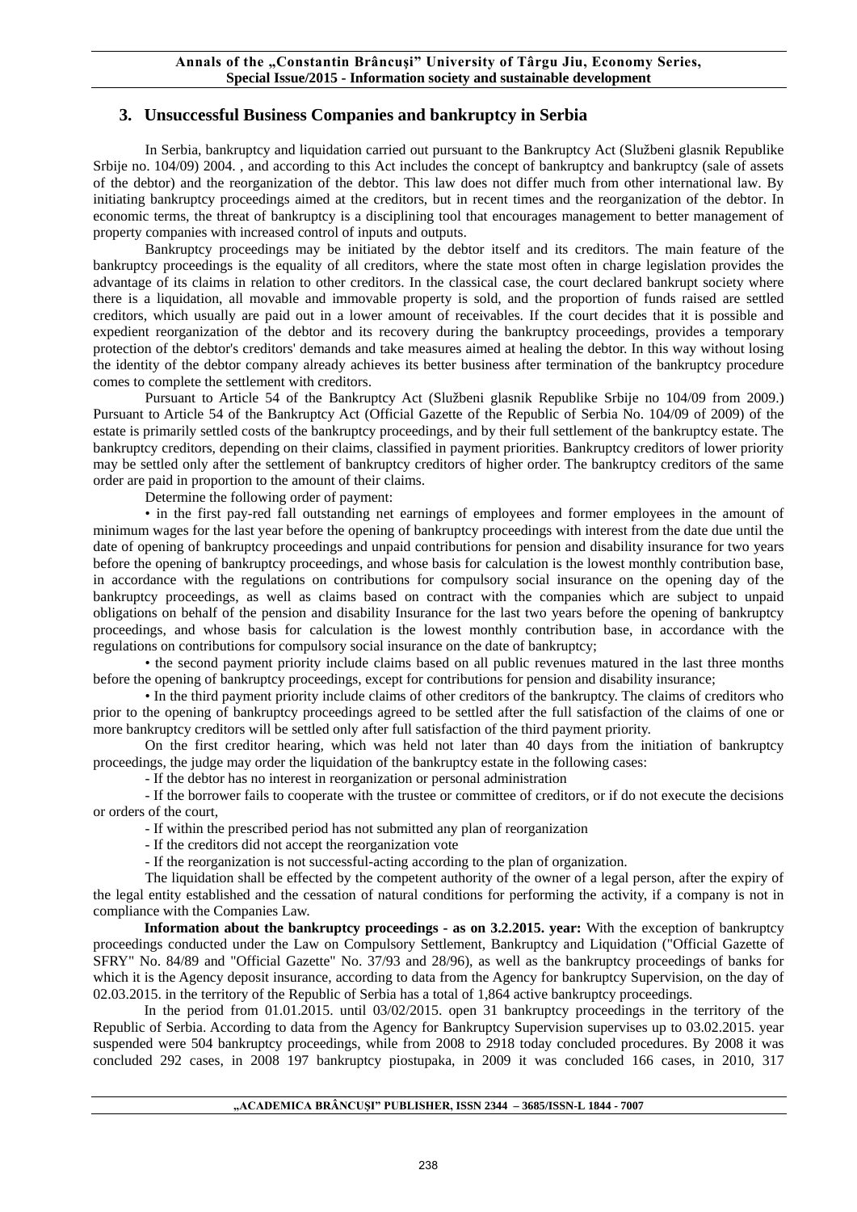## 3. Unsuccessful Business Companies and bankruptcy in Serbia

In Serbia, bankruptcy and liquidation carried out pursuant to the Bankruptcy Act (Službeni glasnik Republike Srbije no. 104/09) 2004. , and according to this Act includes the concept of bankruptcy and bankruptcy (sale of assets of the debtor) and the reorganization of the debtor. This law does not differ much from other international law. By initiating bankruptcy proceedings aimed at the creditors, but in recent times and the reorganization of the debtor. In economic terms, the threat of bankruptcy is a disciplining tool that encourages management to better management of property companies with increased control of inputs and outputs.

Bankruptcy proceedings may be initiated by the debtor itself and its creditors. The main feature of the bankruptcy proceedings is the equality of all creditors, where the state most often in charge legislation provides the advantage of its claims in relation to other creditors. In the classical case, the court declared bankrupt society where there is a liquidation, all movable and immovable property is sold, and the proportion of funds raised are settled creditors, which usually are paid out in a lower amount of receivables. If the court decides that it is possible and expedient reorganization of the debtor and its recovery during the bankruptcy proceedings, provides a temporary protection of the debtor's creditors' demands and take measures aimed at healing the debtor. In this way without losing the identity of the debtor company already achieves its better business after termination of the bankruptcy procedure comes to complete the settlement with creditors.

Pursuant to Article 54 of the Bankruptcy Act (Službeni glasnik Republike Srbije no 104/09 from 2009.) Pursuant to Article 54 of the Bankruptcy Act (Official Gazette of the Republic of Serbia No. 104/09 of 2009) of the estate is primarily settled costs of the bankruptcy proceedings, and by their full settlement of the bankruptcy estate. The bankruptcy creditors, depending on their claims, classified in payment priorities. Bankruptcy creditors of lower priority may be settled only after the settlement of bankruptcy creditors of higher order. The bankruptcy creditors of the same order are paid in proportion to the amount of their claims.

Determine the following order of payment:

- in the first pay-red fall outstanding net earnings of employees and former employees in the amount of minimum wages for the last year before the opening of bankruptcy proceedings with interest from the date due until the date of opening of bankruptcy proceedings and unpaid contributions for pension and disability insurance for two years before the opening of bankruptcy proceedings, and whose basis for calculation is the lowest monthly contribution base, in accordance with the regulations on contributions for compulsory social insurance on the opening day of the bankruptcy proceedings, as well as claims based on contract with the companies which are subject to unpaid obligations on behalf of the pension and disability Insurance for the last two years before the opening of bankruptcy proceedings, and whose basis for calculation is the lowest monthly contribution base, in accordance with the regulations on contributions for compulsory social insurance on the date of bankruptcy;
- the second payment priority include claims based on all public revenues matured in the last three months before the opening of bankruptcy proceedings, except for contributions for pension and disability insurance;
- In the third payment priority include claims of other creditors of the bankruptcy. The claims of creditors who prior to the opening of bankruptcy proceedings agreed to be settled after the full satisfaction of the claims of one or more bankruptcy creditors will be settled only after full satisfaction of the third payment priority.

On the first creditor hearing, which was held not later than 40 days from the initiation of bankruptcy proceedings, the judge may order the liquidation of the bankruptcy estate in the following cases:

- If the debtor has no interest in reorganization or personal administration
- If the borrower fails to cooperate with the trustee or committee of creditors, or if do not execute the decisions or orders of the court,
- If within the prescribed period has not submitted any plan of reorganization
- If the creditors did not accept the reorganization vote
- If the reorganization is not successful-acting according to the plan of organization.

The liquidation shall be effected by the competent authority of the owner of a legal person, after the expiry of the legal entity established and the cessation of natural conditions for performing the activity, if a company is not in compliance with the Companies Law.

**Information about the bankruptcy proceedings - as on 3.2.2015. year:** With the exception of bankruptcy proceedings conducted under the Law on Compulsory Settlement, Bankruptcy and Liquidation ("Official Gazette of SFRY" No. 84/89 and "Official Gazette" No. 37/93 and 28/96), as well as the bankruptcy proceedings of banks for which it is the Agency deposit insurance, according to data from the Agency for bankruptcy Supervision, on the day of 02.03.2015. in the territory of the Republic of Serbia has a total of 1,864 active bankruptcy proceedings.

In the period from 01.01.2015. until 03/02/2015. open 31 bankruptcy proceedings in the territory of the Republic of Serbia. According to data from the Agency for Bankruptcy Supervision supervises up to 03.02.2015. year suspended were 504 bankruptcy proceedings, while from 2008 to 2918 today concluded procedures. By 2008 it was concluded 292 cases, in 2008 197 bankruptcy piostupaka, in 2009 it was concluded 166 cases, in 2010, 317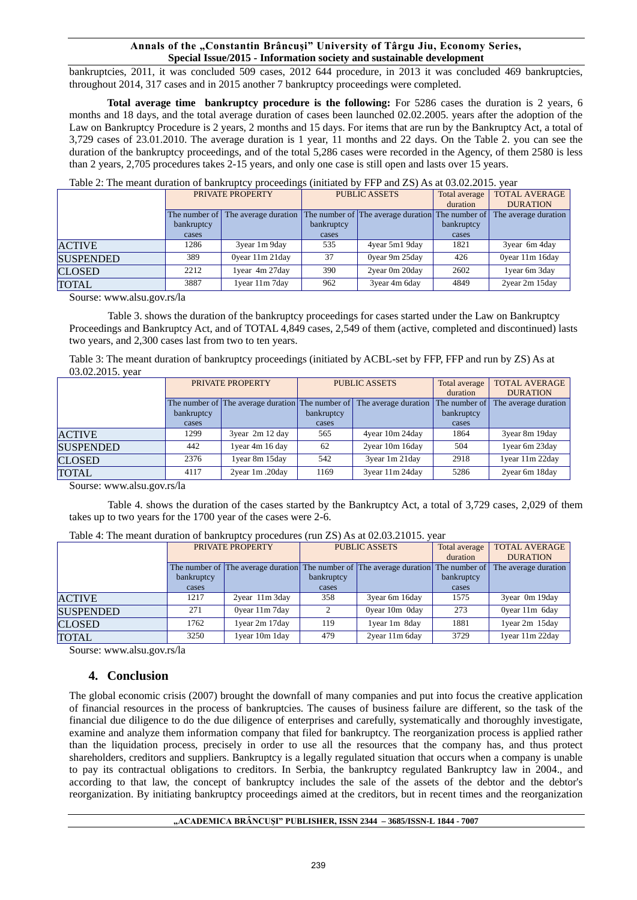bankruptcies, 2011, it was concluded 509 cases, 2012 644 procedure, in 2013 it was concluded 469 bankruptcies, throughout 2014, 317 cases and in 2015 another 7 bankruptcy proceedings were completed.

**Total average time bankruptcy procedure is the following:** For 5286 cases the duration is 2 years, 6 months and 18 days, and the total average duration of cases been launched 02.02.2005. years after the adoption of the Law on Bankruptcy Procedure is 2 years, 2 months and 15 days. For items that are run by the Bankruptcy Act, a total of 3,729 cases of 23.01.2010. The average duration is 1 year, 11 months and 22 days. On the Table 2. you can see the duration of the bankruptcy proceedings, and of the total 5,286 cases were recorded in the Agency, of them 2580 is less than 2 years, 2,705 procedures takes 2-15 years, and only one case is still open and lasts over 15 years.

Table 2: The meant duration of bankruptcy proceedings (initiated by FFP and ZS) As at 03.02.2015. year

| | PRIVATE PROPERTY | | PUBLIC ASSETS | | Total average duration | TOTAL AVERAGE DURATION |
|---|---|---|---|---|---|---|
| | The number of bankruptcy cases | The average duration | The number of bankruptcy cases | The average duration | The number of bankruptcy cases | The average duration |
| ACTIVE | 1286 | 3year 1m 9day | 535 | 4year 5m1 9day | 1821 | 3year 6m 4day |
| SUSPENDED | 389 | 0year 11m 21day | 37 | 0year 9m 25day | 426 | 0year 11m 16day |
| CLOSED | 2212 | 1year 4m 27day | 390 | 2year 0m 20day | 2602 | 1year 6m 3day |
| TOTAL | 3887 | 1year 11m 7day | 962 | 3year 4m 6day | 4849 | 2year 2m 15day |

Sourse: www.alsu.gov.rs/la

Table 3. shows the duration of the bankruptcy proceedings for cases started under the Law on Bankruptcy Proceedings and Bankruptcy Act, and of TOTAL 4,849 cases, 2,549 of them (active, completed and discontinued) lasts two years, and 2,300 cases last from two to ten years.

Table 3: The meant duration of bankruptcy proceedings (initiated by ACBL-set by FFP, FFP and run by ZS) As at 03.02.2015. year

| | PRIVATE PROPERTY | | PUBLIC ASSETS | | Total average duration | TOTAL AVERAGE DURATION |
|---|---|---|---|---|---|---|
| | The number of bankruptcy cases | The average duration | The number of bankruptcy cases | The average duration | The number of bankruptcy cases | The average duration |
| ACTIVE | 1299 | 3year 2m 12 day | 565 | 4year 10m 24day | 1864 | 3year 8m 19day |
| SUSPENDED | 442 | 1year 4m 16 day | 62 | 2year 10m 16day | 504 | 1year 6m 23day |
| CLOSED | 2376 | 1year 8m 15day | 542 | 3year 1m 21day | 2918 | 1year 11m 22day |
| TOTAL | 4117 | 2year 1m .20day | 1169 | 3year 11m 24day | 5286 | 2year 6m 18day |

Sourse: www.alsu.gov.rs/la

Table 4. shows the duration of the cases started by the Bankruptcy Act, a total of 3,729 cases, 2,029 of them takes up to two years for the 1700 year of the cases were 2-6.

Table 4: The meant duration of bankruptcy procedures (run ZS) As at 02.03.21015. year

| | PRIVATE PROPERTY | | PUBLIC ASSETS | | Total average duration | TOTAL AVERAGE DURATION |
|---|---|---|---|---|---|---|
| | The number of bankruptcy cases | The average duration | The number of bankruptcy cases | The average duration | The number of bankruptcy cases | The average duration |
| ACTIVE | 1217 | 2year 11m 3day | 358 | 3year 6m 16day | 1575 | 3year 0m 19day |
| SUSPENDED | 271 | 0year 11m 7day | 2 | 0year 10m 0day | 273 | 0year 11m 6day |
| CLOSED | 1762 | 1year 2m 17day | 119 | 1year 1m 8day | 1881 | 1year 2m 15day |
| TOTAL | 3250 | 1year 10m 1day | 479 | 2year 11m 6day | 3729 | 1year 11m 22day |

Sourse: www.alsu.gov.rs/la

## 4. Conclusion

The global economic crisis (2007) brought the downfall of many companies and put into focus the creative application of financial resources in the process of bankruptcies. The causes of business failure are different, so the task of the financial due diligence to do the due diligence of enterprises and carefully, systematically and thoroughly investigate, examine and analyze them information company that filed for bankruptcy. The reorganization process is applied rather than the liquidation process, precisely in order to use all the resources that the company has, and thus protect shareholders, creditors and suppliers. Bankruptcy is a legally regulated situation that occurs when a company is unable to pay its contractual obligations to creditors. In Serbia, the bankruptcy regulated Bankruptcy law in 2004., and according to that law, the concept of bankruptcy includes the sale of the assets of the debtor and the debtor's reorganization. By initiating bankruptcy proceedings aimed at the creditors, but in recent times and the reorganization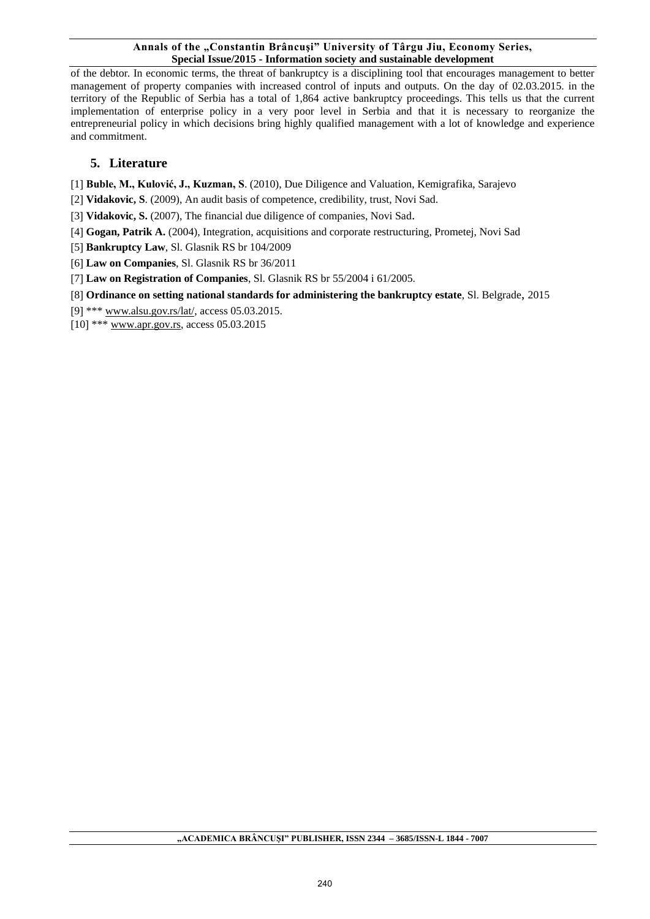of the debtor. In economic terms, the threat of bankruptcy is a disciplining tool that encourages management to better management of property companies with increased control of inputs and outputs. On the day of 02.03.2015. in the territory of the Republic of Serbia has a total of 1,864 active bankruptcy proceedings. This tells us that the current implementation of enterprise policy in a very poor level in Serbia and that it is necessary to reorganize the entrepreneurial policy in which decisions bring highly qualified management with a lot of knowledge and experience and commitment.

## 5. Literature

[1] **Buble, M., Kulović, J., Kuzman, S**. (2010), Due Diligence and Valuation, Kemigrafika, Sarajevo

[2] **Vidakovic, S**. (2009), An audit basis of competence, credibility, trust, Novi Sad.

[3] **Vidakovic, S.** (2007), The financial due diligence of companies, Novi Sad.

[4] **Gogan, Patrik A.** (2004), Integration, acquisitions and corporate restructuring, Prometej, Novi Sad

[5] **Bankruptcy Law**, Sl. Glasnik RS br 104/2009

[6] **Law on Companies**, Sl. Glasnik RS br 36/2011

[7] **Law on Registration of Companies**, Sl. Glasnik RS br 55/2004 i 61/2005.

[8] **Ordinance on setting national standards for administering the bankruptcy estate**, Sl. Belgrade, 2015

[9] *** www.alsu.gov.rs/lat/, access 05.03.2015.

[10] *** www.apr.gov.rs, access 05.03.2015